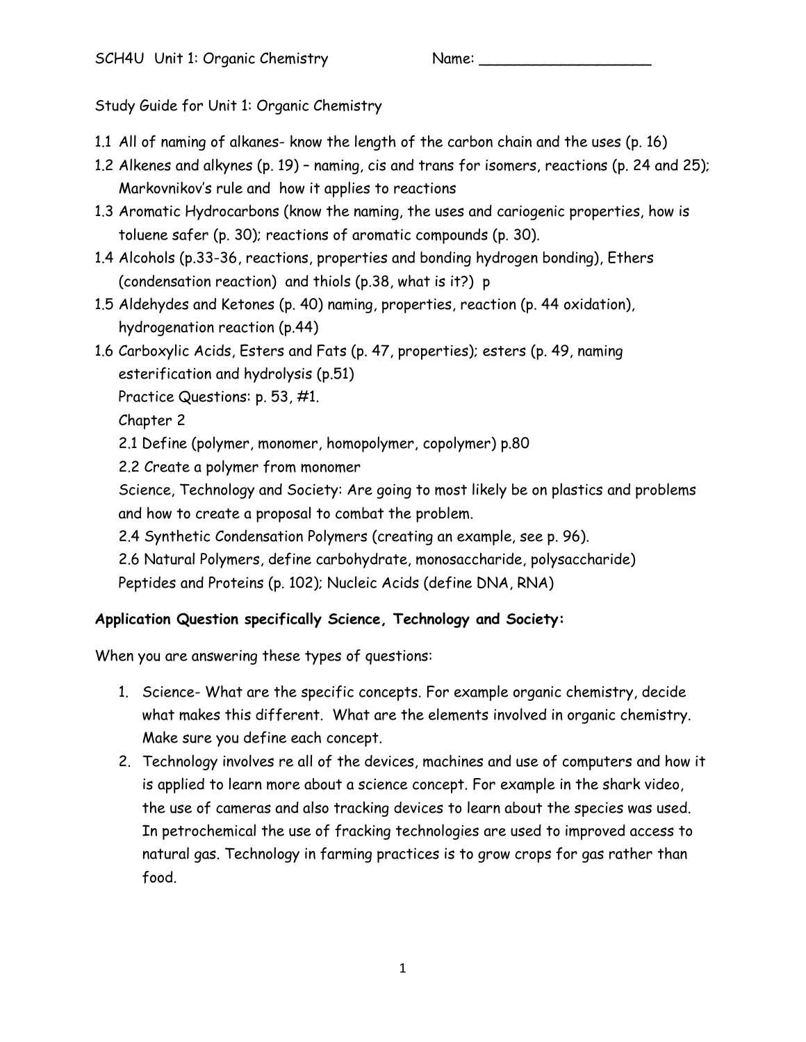SCH4U Unit 1: Organic Chemistry Name: ___________________

Study Guide for Unit 1: Organic Chemistry

1.1 All of naming of alkanes- know the length of the carbon chain and the uses (p. 16)
1.2 Alkenes and alkynes (p. 19) – naming, cis and trans for isomers, reactions (p. 24 and 25); Markovnikov's rule and how it applies to reactions
1.3 Aromatic Hydrocarbons (know the naming, the uses and cariogenic properties, how is toluene safer (p. 30); reactions of aromatic compounds (p. 30).
1.4 Alcohols (p.33-36, reactions, properties and bonding hydrogen bonding), Ethers (condensation reaction) and thiols (p.38, what is it?) p
1.5 Aldehydes and Ketones (p. 40) naming, properties, reaction (p. 44 oxidation), hydrogenation reaction (p.44)
1.6 Carboxylic Acids, Esters and Fats (p. 47, properties); esters (p. 49, naming esterification and hydrolysis (p.51)
    Practice Questions: p. 53, #1.
    Chapter 2
    2.1 Define (polymer, monomer, homopolymer, copolymer) p.80
    2.2 Create a polymer from monomer
    Science, Technology and Society: Are going to most likely be on plastics and problems and how to create a proposal to combat the problem.
    2.4 Synthetic Condensation Polymers (creating an example, see p. 96).
    2.6 Natural Polymers, define carbohydrate, monosaccharide, polysaccharide)
    Peptides and Proteins (p. 102); Nucleic Acids (define DNA, RNA)

**Application Question specifically Science, Technology and Society:**

When you are answering these types of questions:

1. Science- What are the specific concepts. For example organic chemistry, decide what makes this different. What are the elements involved in organic chemistry. Make sure you define each concept.
2. Technology involves re all of the devices, machines and use of computers and how it is applied to learn more about a science concept. For example in the shark video, the use of cameras and also tracking devices to learn about the species was used. In petrochemical the use of fracking technologies are used to improved access to natural gas. Technology in farming practices is to grow crops for gas rather than food.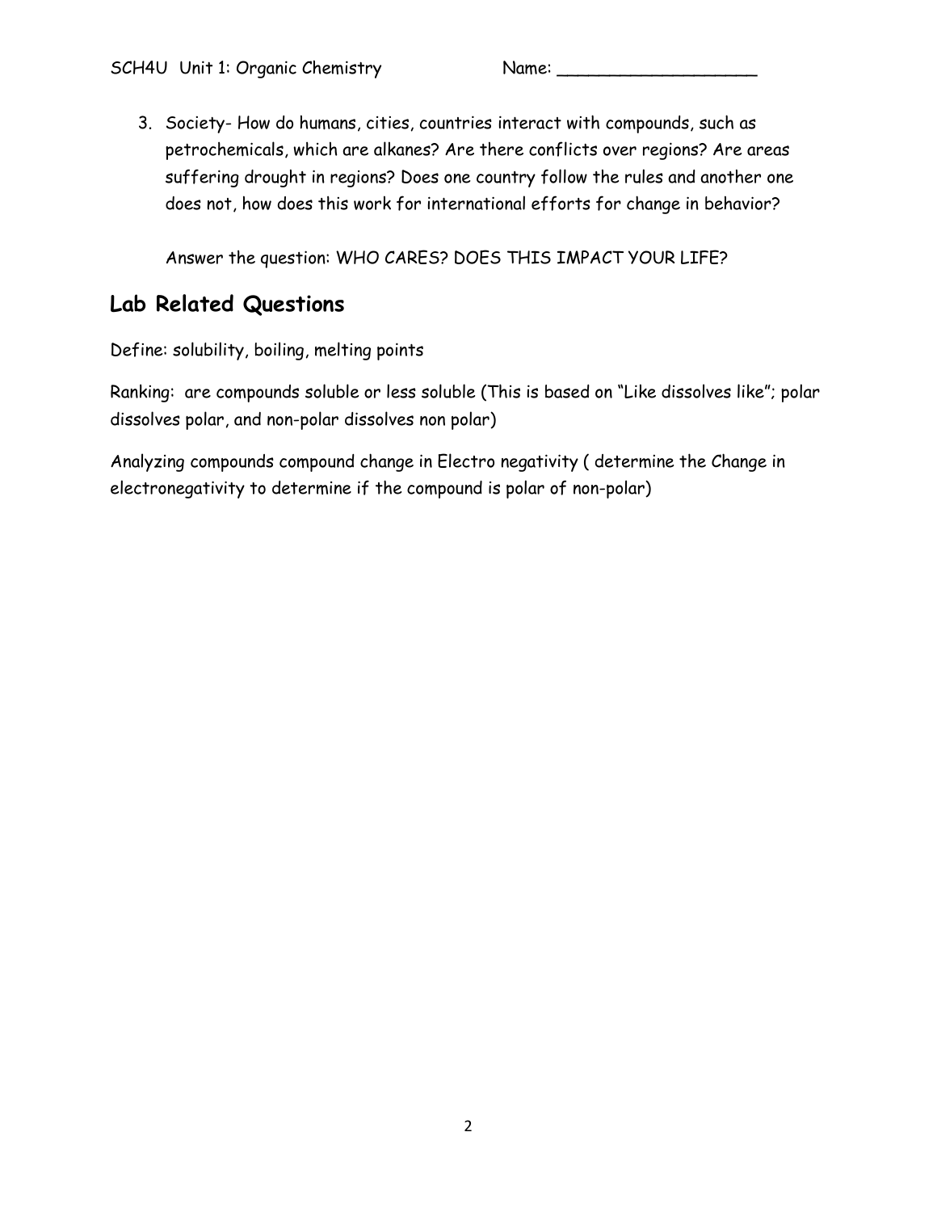3. Society- How do humans, cities, countries interact with compounds, such as petrochemicals, which are alkanes? Are there conflicts over regions? Are areas suffering drought in regions? Does one country follow the rules and another one does not, how does this work for international efforts for change in behavior?

   Answer the question: WHO CARES? DOES THIS IMPACT YOUR LIFE?

## Lab Related Questions

Define: solubility, boiling, melting points

Ranking: are compounds soluble or less soluble (This is based on "Like dissolves like"; polar dissolves polar, and non-polar dissolves non polar)

Analyzing compounds compound change in Electro negativity ( determine the Change in electronegativity to determine if the compound is polar of non-polar)